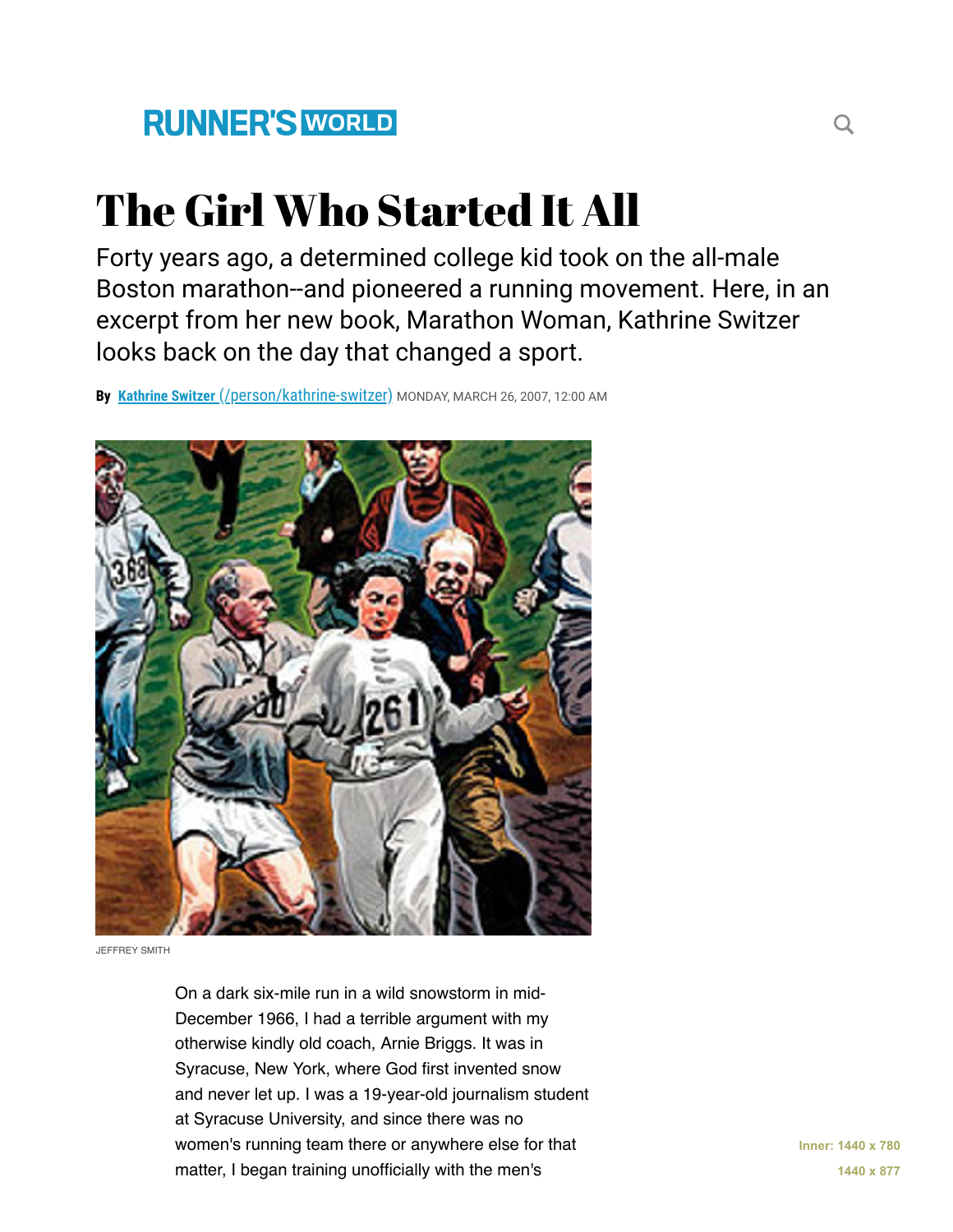RUNNER'S WORLD

# The Girl Who Started It All

Forty years ago, a determined college kid took on the all-male Boston marathon--and pioneered a running movement. Here, in an excerpt from her new book, Marathon Woman, Kathrine Switzer looks back on the day that changed a sport.

**By** [Kathrine Switzer](/person/kathrine-switzer) MONDAY, MARCH 26, 2007, 12:00 AM

JEFFREY SMITH

On a dark six-mile run in a wild snowstorm in mid-December 1966, I had a terrible argument with my otherwise kindly old coach, Arnie Briggs. It was in Syracuse, New York, where God first invented snow and never let up. I was a 19-year-old journalism student at Syracuse University, and since there was no women's running team there or anywhere else for that matter, I began training unofficially with the men's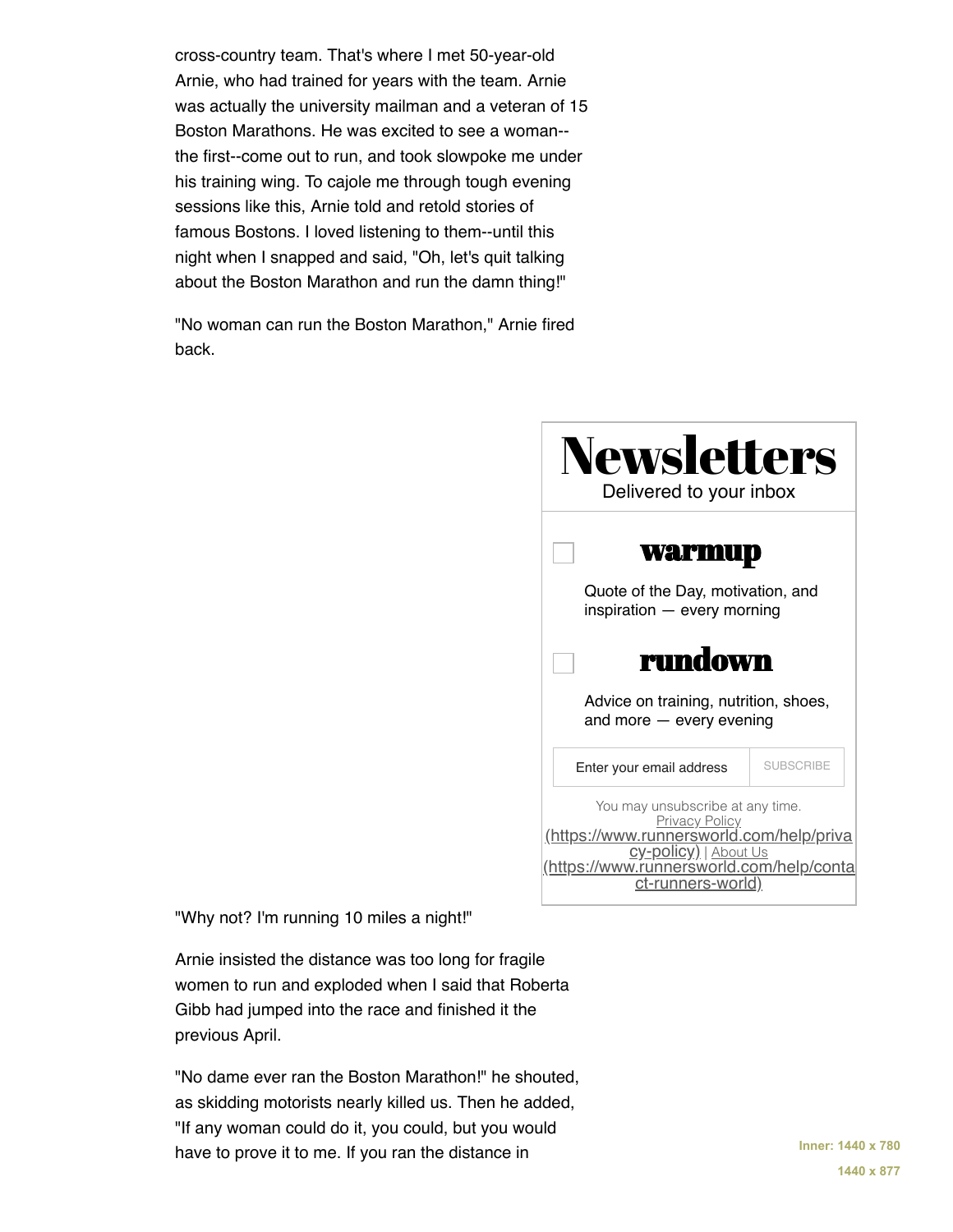cross-country team. That's where I met 50-year-old Arnie, who had trained for years with the team. Arnie was actually the university mailman and a veteran of 15 Boston Marathons. He was excited to see a woman--the first--come out to run, and took slowpoke me under his training wing. To cajole me through tough evening sessions like this, Arnie told and retold stories of famous Bostons. I loved listening to them--until this night when I snapped and said, "Oh, let's quit talking about the Boston Marathon and run the damn thing!"

"No woman can run the Boston Marathon," Arnie fired back.

"Why not? I'm running 10 miles a night!"

Arnie insisted the distance was too long for fragile women to run and exploded when I said that Roberta Gibb had jumped into the race and finished it the previous April.

"No dame ever ran the Boston Marathon!" he shouted, as skidding motorists nearly killed us. Then he added, "If any woman could do it, you could, but you would have to prove it to me. If you ran the distance in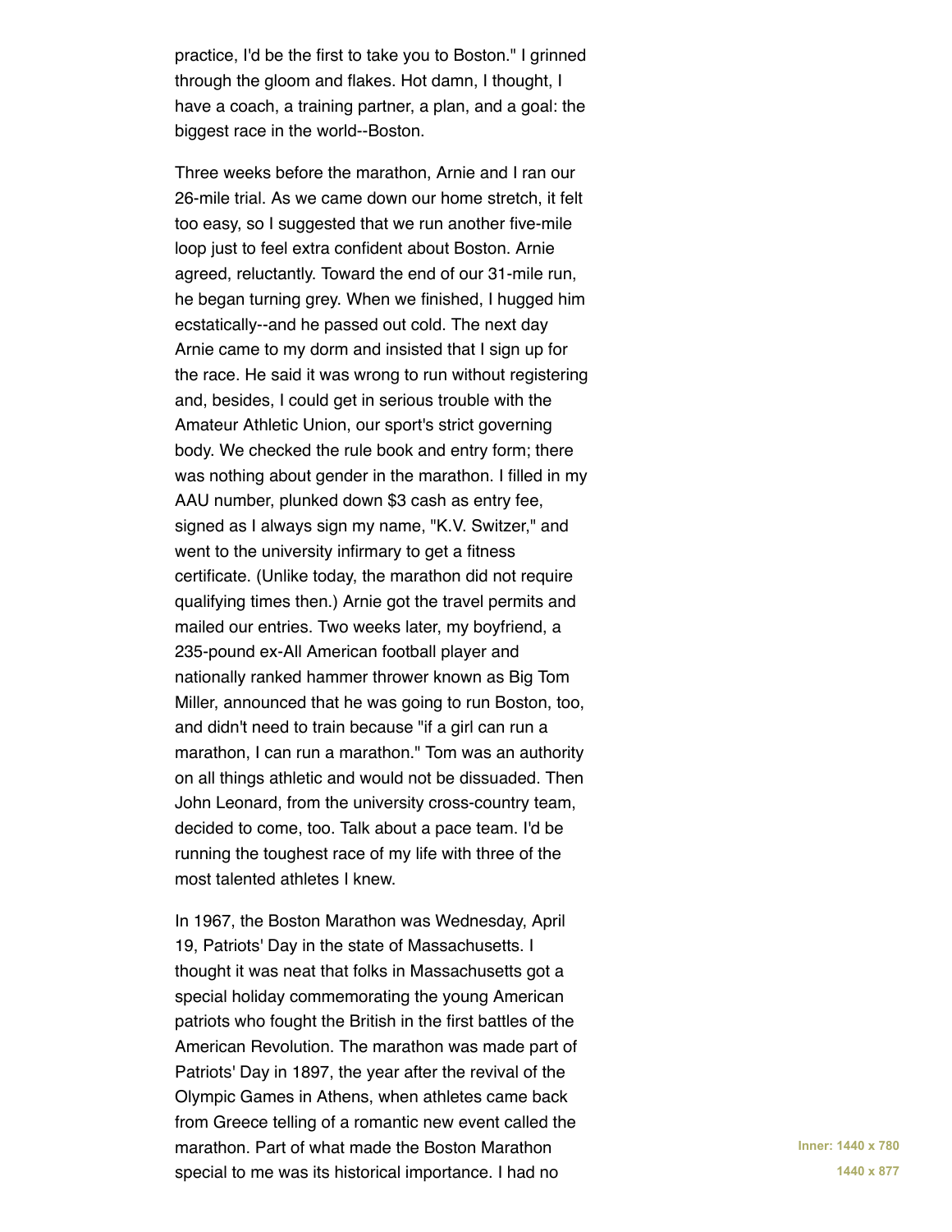practice, I'd be the first to take you to Boston." I grinned through the gloom and flakes. Hot damn, I thought, I have a coach, a training partner, a plan, and a goal: the biggest race in the world--Boston.

Three weeks before the marathon, Arnie and I ran our 26-mile trial. As we came down our home stretch, it felt too easy, so I suggested that we run another five-mile loop just to feel extra confident about Boston. Arnie agreed, reluctantly. Toward the end of our 31-mile run, he began turning grey. When we finished, I hugged him ecstatically--and he passed out cold. The next day Arnie came to my dorm and insisted that I sign up for the race. He said it was wrong to run without registering and, besides, I could get in serious trouble with the Amateur Athletic Union, our sport's strict governing body. We checked the rule book and entry form; there was nothing about gender in the marathon. I filled in my AAU number, plunked down $3 cash as entry fee, signed as I always sign my name, "K.V. Switzer," and went to the university infirmary to get a fitness certificate. (Unlike today, the marathon did not require qualifying times then.) Arnie got the travel permits and mailed our entries. Two weeks later, my boyfriend, a 235-pound ex-All American football player and nationally ranked hammer thrower known as Big Tom Miller, announced that he was going to run Boston, too, and didn't need to train because "if a girl can run a marathon, I can run a marathon." Tom was an authority on all things athletic and would not be dissuaded. Then John Leonard, from the university cross-country team, decided to come, too. Talk about a pace team. I'd be running the toughest race of my life with three of the most talented athletes I knew.

In 1967, the Boston Marathon was Wednesday, April 19, Patriots' Day in the state of Massachusetts. I thought it was neat that folks in Massachusetts got a special holiday commemorating the young American patriots who fought the British in the first battles of the American Revolution. The marathon was made part of Patriots' Day in 1897, the year after the revival of the Olympic Games in Athens, when athletes came back from Greece telling of a romantic new event called the marathon. Part of what made the Boston Marathon special to me was its historical importance. I had no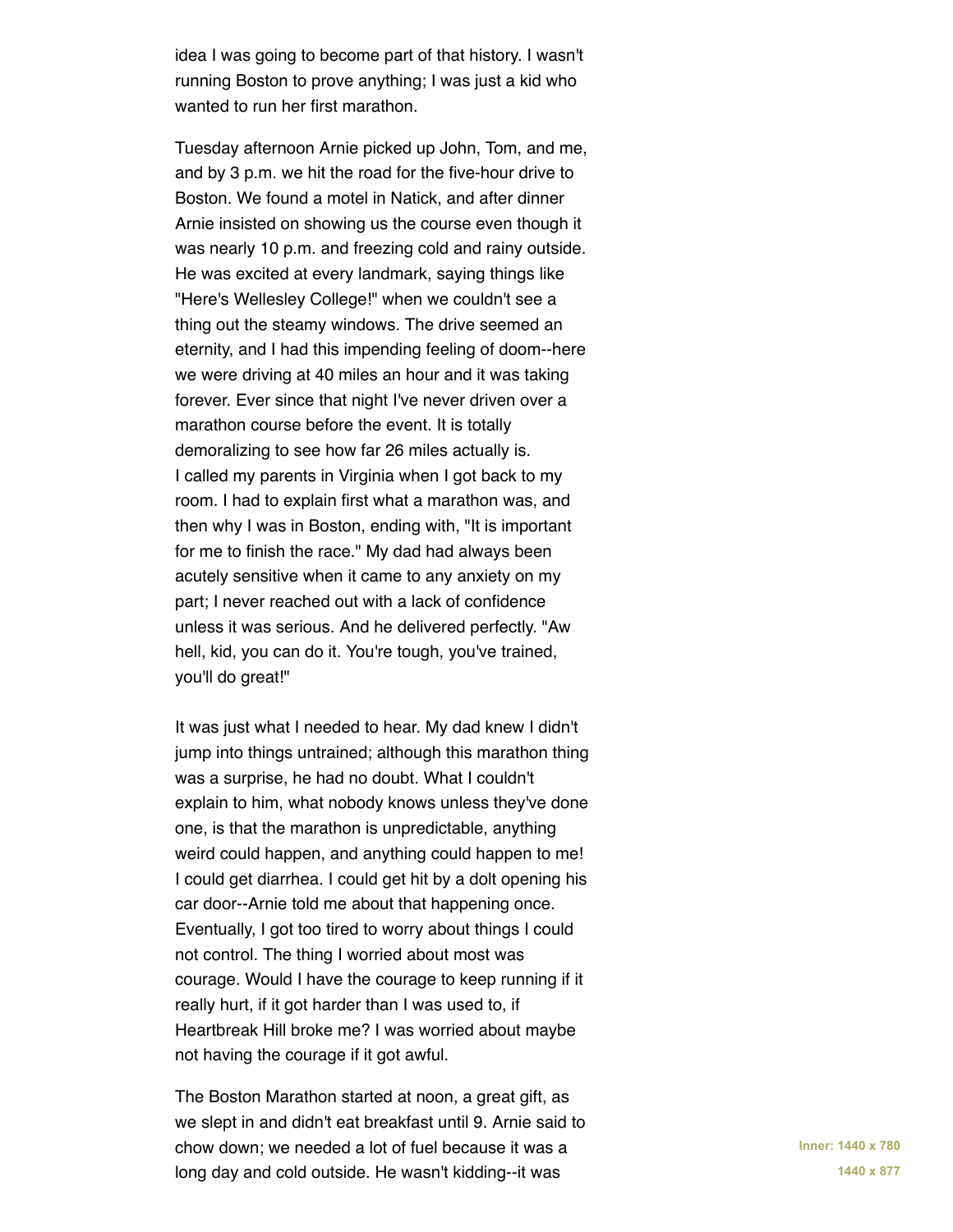idea I was going to become part of that history. I wasn't running Boston to prove anything; I was just a kid who wanted to run her first marathon.

Tuesday afternoon Arnie picked up John, Tom, and me, and by 3 p.m. we hit the road for the five-hour drive to Boston. We found a motel in Natick, and after dinner Arnie insisted on showing us the course even though it was nearly 10 p.m. and freezing cold and rainy outside. He was excited at every landmark, saying things like "Here's Wellesley College!" when we couldn't see a thing out the steamy windows. The drive seemed an eternity, and I had this impending feeling of doom--here we were driving at 40 miles an hour and it was taking forever. Ever since that night I've never driven over a marathon course before the event. It is totally demoralizing to see how far 26 miles actually is.
I called my parents in Virginia when I got back to my room. I had to explain first what a marathon was, and then why I was in Boston, ending with, "It is important for me to finish the race." My dad had always been acutely sensitive when it came to any anxiety on my part; I never reached out with a lack of confidence unless it was serious. And he delivered perfectly. "Aw hell, kid, you can do it. You're tough, you've trained, you'll do great!"

It was just what I needed to hear. My dad knew I didn't jump into things untrained; although this marathon thing was a surprise, he had no doubt. What I couldn't explain to him, what nobody knows unless they've done one, is that the marathon is unpredictable, anything weird could happen, and anything could happen to me! I could get diarrhea. I could get hit by a dolt opening his car door--Arnie told me about that happening once. Eventually, I got too tired to worry about things I could not control. The thing I worried about most was courage. Would I have the courage to keep running if it really hurt, if it got harder than I was used to, if Heartbreak Hill broke me? I was worried about maybe not having the courage if it got awful.

The Boston Marathon started at noon, a great gift, as we slept in and didn't eat breakfast until 9. Arnie said to chow down; we needed a lot of fuel because it was a long day and cold outside. He wasn't kidding--it was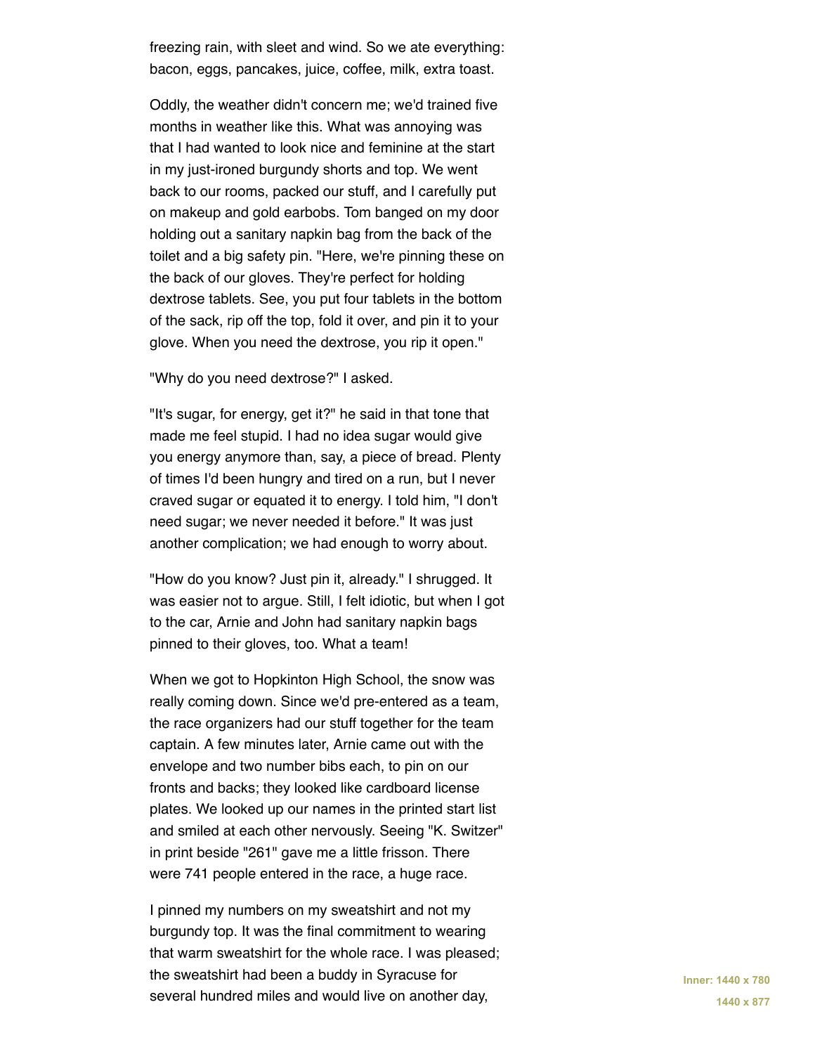freezing rain, with sleet and wind. So we ate everything: bacon, eggs, pancakes, juice, coffee, milk, extra toast.

Oddly, the weather didn't concern me; we'd trained five months in weather like this. What was annoying was that I had wanted to look nice and feminine at the start in my just-ironed burgundy shorts and top. We went back to our rooms, packed our stuff, and I carefully put on makeup and gold earbobs. Tom banged on my door holding out a sanitary napkin bag from the back of the toilet and a big safety pin. "Here, we're pinning these on the back of our gloves. They're perfect for holding dextrose tablets. See, you put four tablets in the bottom of the sack, rip off the top, fold it over, and pin it to your glove. When you need the dextrose, you rip it open."

"Why do you need dextrose?" I asked.

"It's sugar, for energy, get it?" he said in that tone that made me feel stupid. I had no idea sugar would give you energy anymore than, say, a piece of bread. Plenty of times I'd been hungry and tired on a run, but I never craved sugar or equated it to energy. I told him, "I don't need sugar; we never needed it before." It was just another complication; we had enough to worry about.

"How do you know? Just pin it, already." I shrugged. It was easier not to argue. Still, I felt idiotic, but when I got to the car, Arnie and John had sanitary napkin bags pinned to their gloves, too. What a team!

When we got to Hopkinton High School, the snow was really coming down. Since we'd pre-entered as a team, the race organizers had our stuff together for the team captain. A few minutes later, Arnie came out with the envelope and two number bibs each, to pin on our fronts and backs; they looked like cardboard license plates. We looked up our names in the printed start list and smiled at each other nervously. Seeing "K. Switzer" in print beside "261" gave me a little frisson. There were 741 people entered in the race, a huge race.

I pinned my numbers on my sweatshirt and not my burgundy top. It was the final commitment to wearing that warm sweatshirt for the whole race. I was pleased; the sweatshirt had been a buddy in Syracuse for several hundred miles and would live on another day,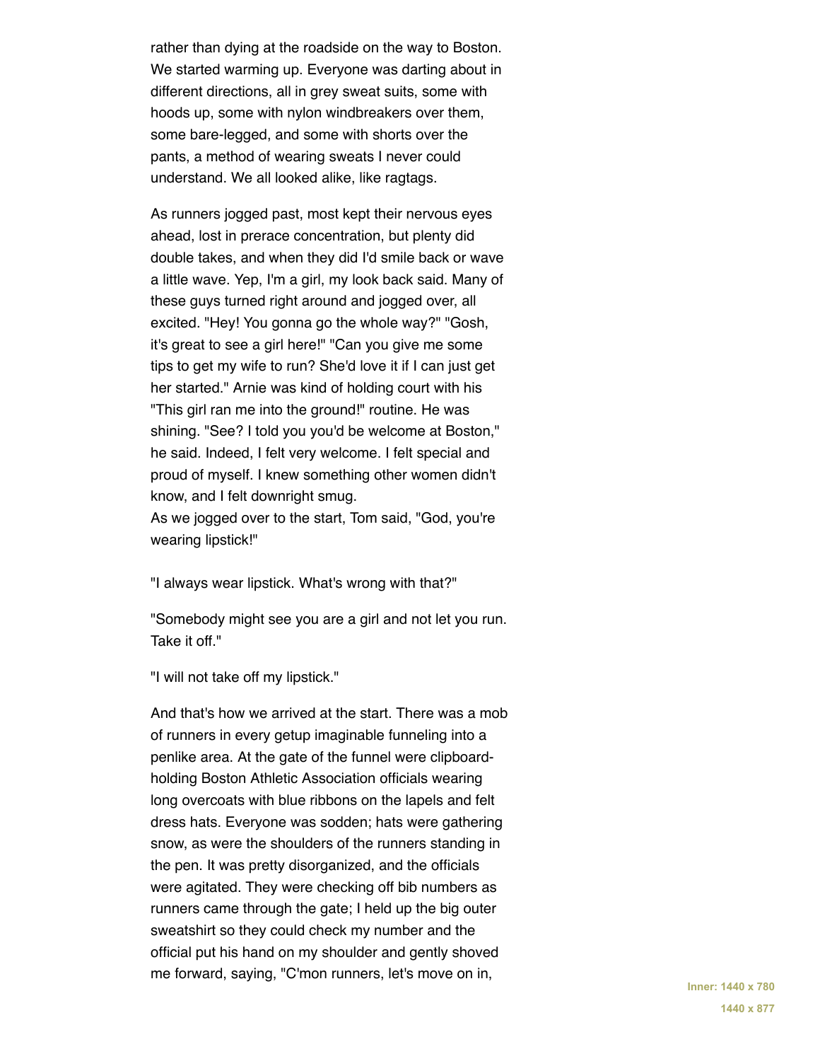rather than dying at the roadside on the way to Boston. We started warming up. Everyone was darting about in different directions, all in grey sweat suits, some with hoods up, some with nylon windbreakers over them, some bare-legged, and some with shorts over the pants, a method of wearing sweats I never could understand. We all looked alike, like ragtags.

As runners jogged past, most kept their nervous eyes ahead, lost in prerace concentration, but plenty did double takes, and when they did I'd smile back or wave a little wave. Yep, I'm a girl, my look back said. Many of these guys turned right around and jogged over, all excited. "Hey! You gonna go the whole way?" "Gosh, it's great to see a girl here!" "Can you give me some tips to get my wife to run? She'd love it if I can just get her started." Arnie was kind of holding court with his "This girl ran me into the ground!" routine. He was shining. "See? I told you you'd be welcome at Boston," he said. Indeed, I felt very welcome. I felt special and proud of myself. I knew something other women didn't know, and I felt downright smug.
As we jogged over to the start, Tom said, "God, you're wearing lipstick!"

"I always wear lipstick. What's wrong with that?"

"Somebody might see you are a girl and not let you run. Take it off."

"I will not take off my lipstick."

And that's how we arrived at the start. There was a mob of runners in every getup imaginable funneling into a penlike area. At the gate of the funnel were clipboard-holding Boston Athletic Association officials wearing long overcoats with blue ribbons on the lapels and felt dress hats. Everyone was sodden; hats were gathering snow, as were the shoulders of the runners standing in the pen. It was pretty disorganized, and the officials were agitated. They were checking off bib numbers as runners came through the gate; I held up the big outer sweatshirt so they could check my number and the official put his hand on my shoulder and gently shoved me forward, saying, "C'mon runners, let's move on in,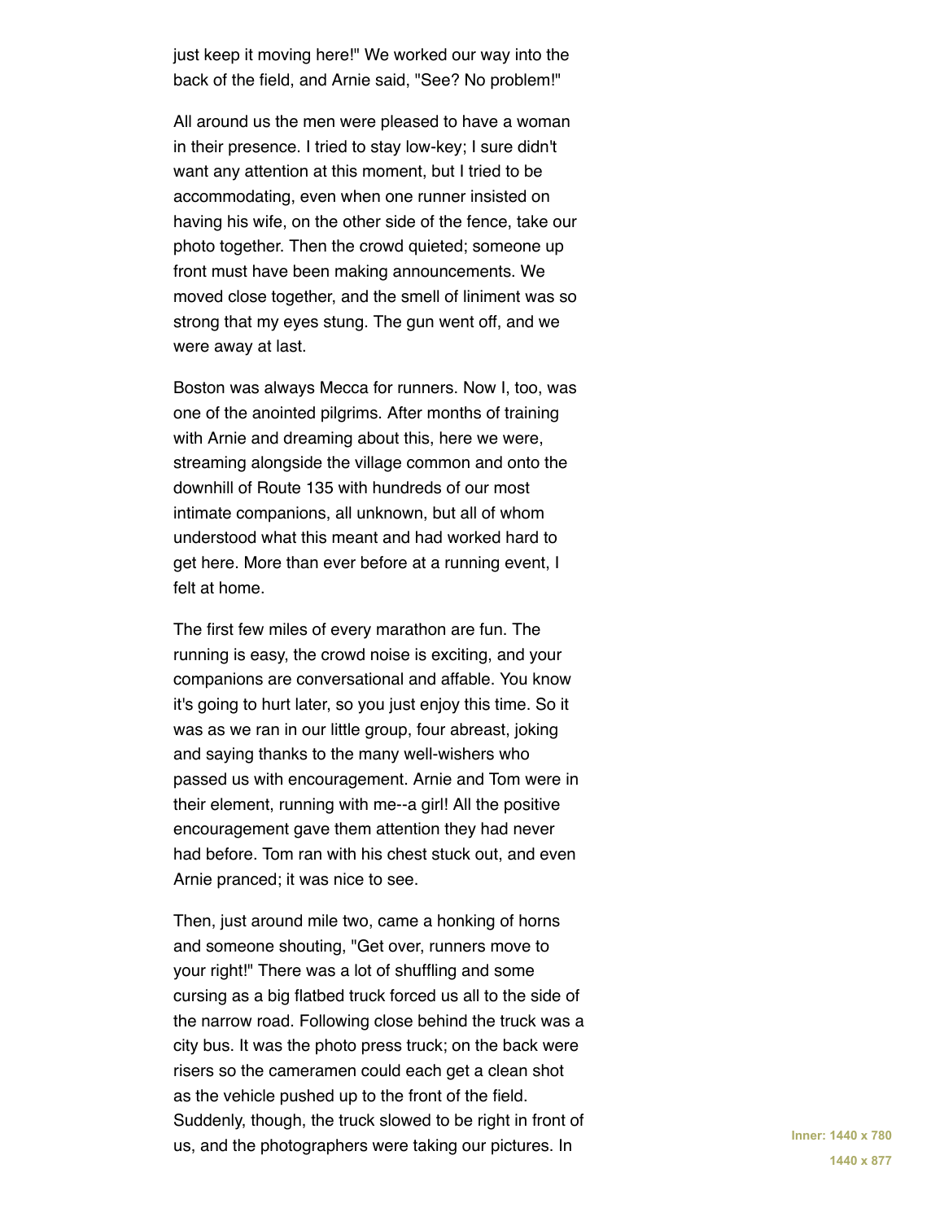just keep it moving here!" We worked our way into the back of the field, and Arnie said, "See? No problem!"

All around us the men were pleased to have a woman in their presence. I tried to stay low-key; I sure didn't want any attention at this moment, but I tried to be accommodating, even when one runner insisted on having his wife, on the other side of the fence, take our photo together. Then the crowd quieted; someone up front must have been making announcements. We moved close together, and the smell of liniment was so strong that my eyes stung. The gun went off, and we were away at last.

Boston was always Mecca for runners. Now I, too, was one of the anointed pilgrims. After months of training with Arnie and dreaming about this, here we were, streaming alongside the village common and onto the downhill of Route 135 with hundreds of our most intimate companions, all unknown, but all of whom understood what this meant and had worked hard to get here. More than ever before at a running event, I felt at home.

The first few miles of every marathon are fun. The running is easy, the crowd noise is exciting, and your companions are conversational and affable. You know it's going to hurt later, so you just enjoy this time. So it was as we ran in our little group, four abreast, joking and saying thanks to the many well-wishers who passed us with encouragement. Arnie and Tom were in their element, running with me--a girl! All the positive encouragement gave them attention they had never had before. Tom ran with his chest stuck out, and even Arnie pranced; it was nice to see.

Then, just around mile two, came a honking of horns and someone shouting, "Get over, runners move to your right!" There was a lot of shuffling and some cursing as a big flatbed truck forced us all to the side of the narrow road. Following close behind the truck was a city bus. It was the photo press truck; on the back were risers so the cameramen could each get a clean shot as the vehicle pushed up to the front of the field. Suddenly, though, the truck slowed to be right in front of us, and the photographers were taking our pictures. In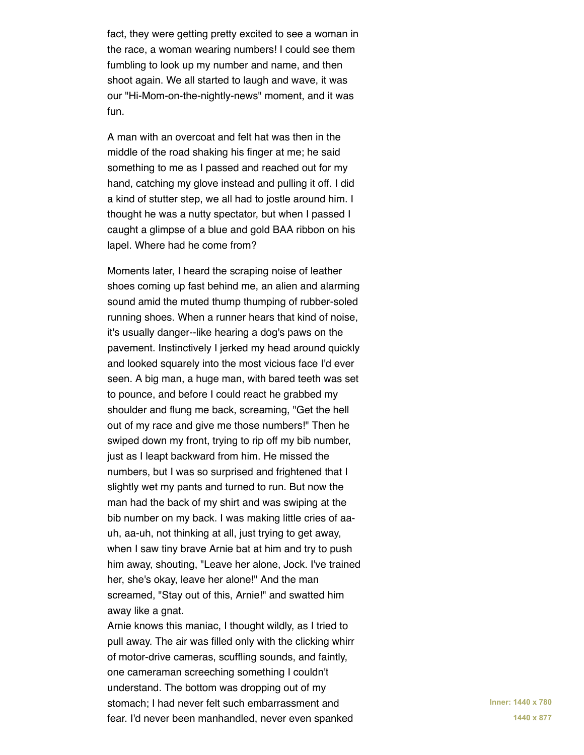fact, they were getting pretty excited to see a woman in the race, a woman wearing numbers! I could see them fumbling to look up my number and name, and then shoot again. We all started to laugh and wave, it was our "Hi-Mom-on-the-nightly-news" moment, and it was fun.

A man with an overcoat and felt hat was then in the middle of the road shaking his finger at me; he said something to me as I passed and reached out for my hand, catching my glove instead and pulling it off. I did a kind of stutter step, we all had to jostle around him. I thought he was a nutty spectator, but when I passed I caught a glimpse of a blue and gold BAA ribbon on his lapel. Where had he come from?

Moments later, I heard the scraping noise of leather shoes coming up fast behind me, an alien and alarming sound amid the muted thump thumping of rubber-soled running shoes. When a runner hears that kind of noise, it's usually danger--like hearing a dog's paws on the pavement. Instinctively I jerked my head around quickly and looked squarely into the most vicious face I'd ever seen. A big man, a huge man, with bared teeth was set to pounce, and before I could react he grabbed my shoulder and flung me back, screaming, "Get the hell out of my race and give me those numbers!" Then he swiped down my front, trying to rip off my bib number, just as I leapt backward from him. He missed the numbers, but I was so surprised and frightened that I slightly wet my pants and turned to run. But now the man had the back of my shirt and was swiping at the bib number on my back. I was making little cries of aa-uh, aa-uh, not thinking at all, just trying to get away, when I saw tiny brave Arnie bat at him and try to push him away, shouting, "Leave her alone, Jock. I've trained her, she's okay, leave her alone!" And the man screamed, "Stay out of this, Arnie!" and swatted him away like a gnat.

Arnie knows this maniac, I thought wildly, as I tried to pull away. The air was filled only with the clicking whirr of motor-drive cameras, scuffling sounds, and faintly, one cameraman screeching something I couldn't understand. The bottom was dropping out of my stomach; I had never felt such embarrassment and fear. I'd never been manhandled, never even spanked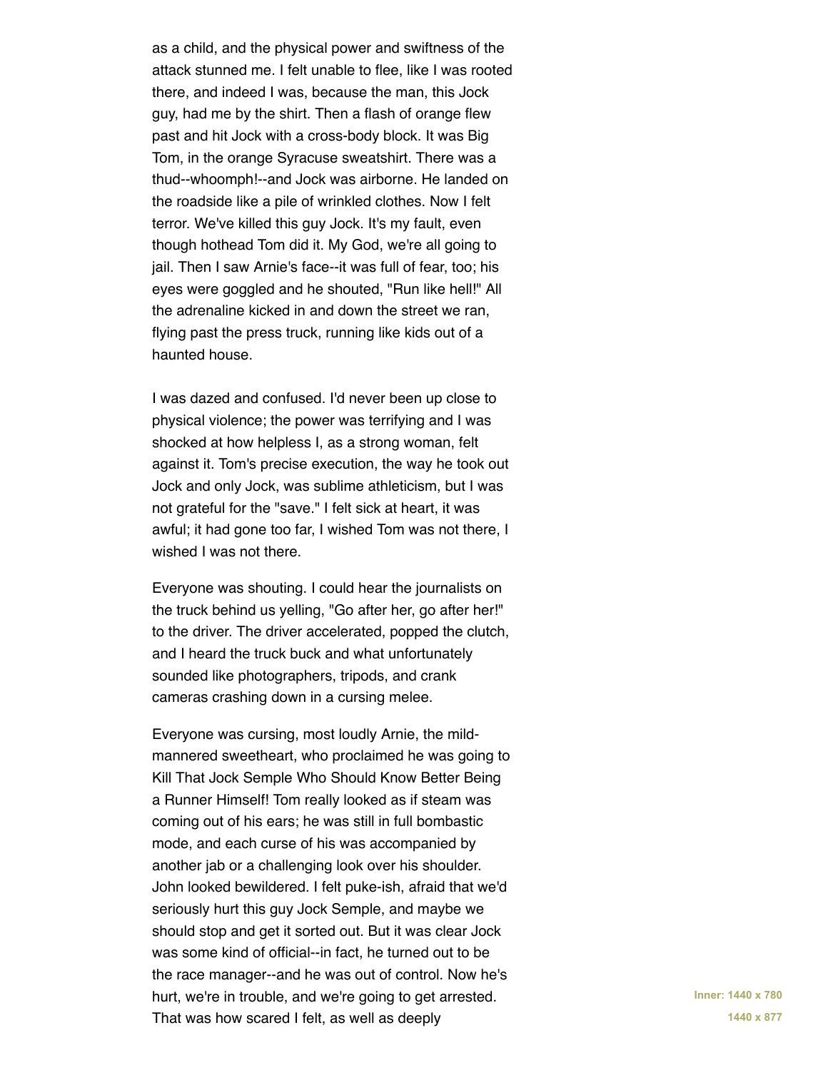as a child, and the physical power and swiftness of the attack stunned me. I felt unable to flee, like I was rooted there, and indeed I was, because the man, this Jock guy, had me by the shirt. Then a flash of orange flew past and hit Jock with a cross-body block. It was Big Tom, in the orange Syracuse sweatshirt. There was a thud--whoomph!--and Jock was airborne. He landed on the roadside like a pile of wrinkled clothes. Now I felt terror. We've killed this guy Jock. It's my fault, even though hothead Tom did it. My God, we're all going to jail. Then I saw Arnie's face--it was full of fear, too; his eyes were goggled and he shouted, "Run like hell!" All the adrenaline kicked in and down the street we ran, flying past the press truck, running like kids out of a haunted house.

I was dazed and confused. I'd never been up close to physical violence; the power was terrifying and I was shocked at how helpless I, as a strong woman, felt against it. Tom's precise execution, the way he took out Jock and only Jock, was sublime athleticism, but I was not grateful for the "save." I felt sick at heart, it was awful; it had gone too far, I wished Tom was not there, I wished I was not there.

Everyone was shouting. I could hear the journalists on the truck behind us yelling, "Go after her, go after her!" to the driver. The driver accelerated, popped the clutch, and I heard the truck buck and what unfortunately sounded like photographers, tripods, and crank cameras crashing down in a cursing melee.

Everyone was cursing, most loudly Arnie, the mild-mannered sweetheart, who proclaimed he was going to Kill That Jock Semple Who Should Know Better Being a Runner Himself! Tom really looked as if steam was coming out of his ears; he was still in full bombastic mode, and each curse of his was accompanied by another jab or a challenging look over his shoulder. John looked bewildered. I felt puke-ish, afraid that we'd seriously hurt this guy Jock Semple, and maybe we should stop and get it sorted out. But it was clear Jock was some kind of official--in fact, he turned out to be the race manager--and he was out of control. Now he's hurt, we're in trouble, and we're going to get arrested. That was how scared I felt, as well as deeply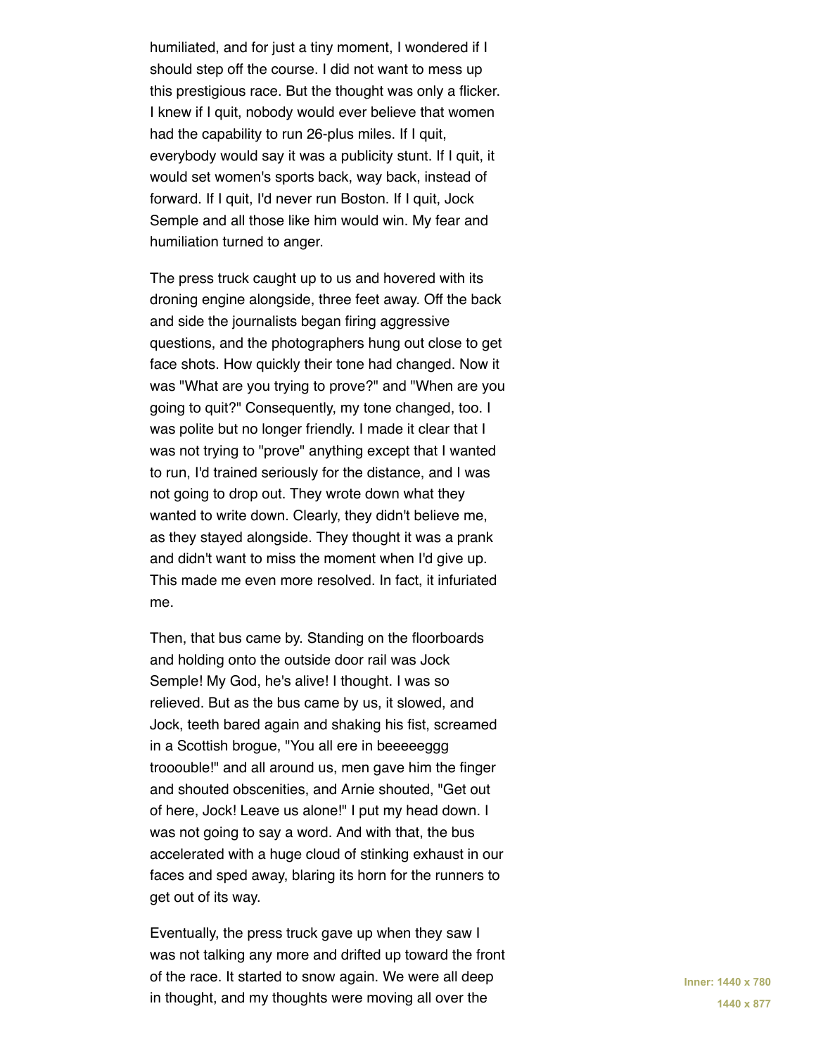humiliated, and for just a tiny moment, I wondered if I should step off the course. I did not want to mess up this prestigious race. But the thought was only a flicker. I knew if I quit, nobody would ever believe that women had the capability to run 26-plus miles. If I quit, everybody would say it was a publicity stunt. If I quit, it would set women's sports back, way back, instead of forward. If I quit, I'd never run Boston. If I quit, Jock Semple and all those like him would win. My fear and humiliation turned to anger.

The press truck caught up to us and hovered with its droning engine alongside, three feet away. Off the back and side the journalists began firing aggressive questions, and the photographers hung out close to get face shots. How quickly their tone had changed. Now it was "What are you trying to prove?" and "When are you going to quit?" Consequently, my tone changed, too. I was polite but no longer friendly. I made it clear that I was not trying to "prove" anything except that I wanted to run, I'd trained seriously for the distance, and I was not going to drop out. They wrote down what they wanted to write down. Clearly, they didn't believe me, as they stayed alongside. They thought it was a prank and didn't want to miss the moment when I'd give up. This made me even more resolved. In fact, it infuriated me.

Then, that bus came by. Standing on the floorboards and holding onto the outside door rail was Jock Semple! My God, he's alive! I thought. I was so relieved. But as the bus came by us, it slowed, and Jock, teeth bared again and shaking his fist, screamed in a Scottish brogue, "You all ere in beeeeeggg trooouble!" and all around us, men gave him the finger and shouted obscenities, and Arnie shouted, "Get out of here, Jock! Leave us alone!" I put my head down. I was not going to say a word. And with that, the bus accelerated with a huge cloud of stinking exhaust in our faces and sped away, blaring its horn for the runners to get out of its way.

Eventually, the press truck gave up when they saw I was not talking any more and drifted up toward the front of the race. It started to snow again. We were all deep in thought, and my thoughts were moving all over the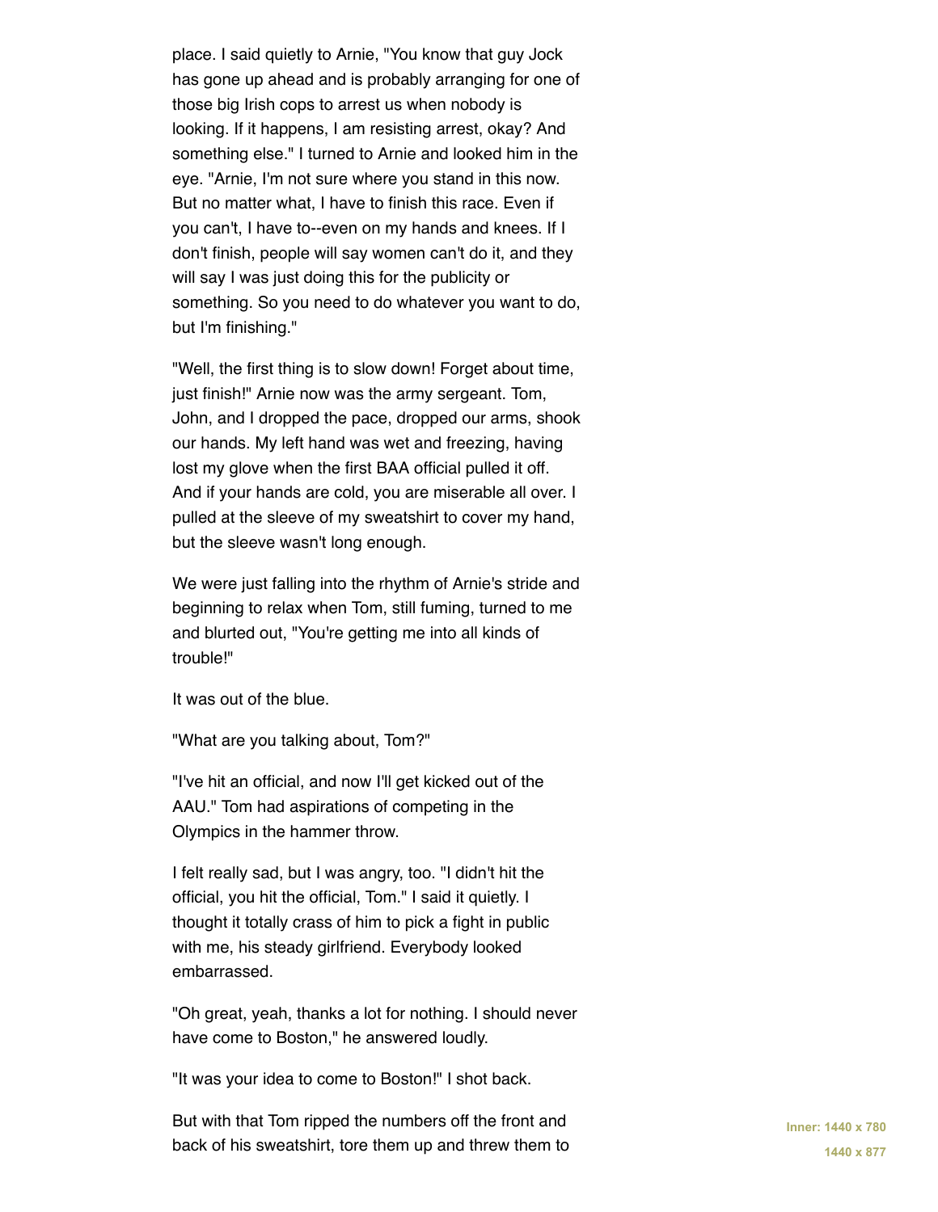place. I said quietly to Arnie, "You know that guy Jock has gone up ahead and is probably arranging for one of those big Irish cops to arrest us when nobody is looking. If it happens, I am resisting arrest, okay? And something else." I turned to Arnie and looked him in the eye. "Arnie, I'm not sure where you stand in this now. But no matter what, I have to finish this race. Even if you can't, I have to--even on my hands and knees. If I don't finish, people will say women can't do it, and they will say I was just doing this for the publicity or something. So you need to do whatever you want to do, but I'm finishing."

"Well, the first thing is to slow down! Forget about time, just finish!" Arnie now was the army sergeant. Tom, John, and I dropped the pace, dropped our arms, shook our hands. My left hand was wet and freezing, having lost my glove when the first BAA official pulled it off. And if your hands are cold, you are miserable all over. I pulled at the sleeve of my sweatshirt to cover my hand, but the sleeve wasn't long enough.

We were just falling into the rhythm of Arnie's stride and beginning to relax when Tom, still fuming, turned to me and blurted out, "You're getting me into all kinds of trouble!"

It was out of the blue.

"What are you talking about, Tom?"

"I've hit an official, and now I'll get kicked out of the AAU." Tom had aspirations of competing in the Olympics in the hammer throw.

I felt really sad, but I was angry, too. "I didn't hit the official, you hit the official, Tom." I said it quietly. I thought it totally crass of him to pick a fight in public with me, his steady girlfriend. Everybody looked embarrassed.

"Oh great, yeah, thanks a lot for nothing. I should never have come to Boston," he answered loudly.

"It was your idea to come to Boston!" I shot back.

But with that Tom ripped the numbers off the front and back of his sweatshirt, tore them up and threw them to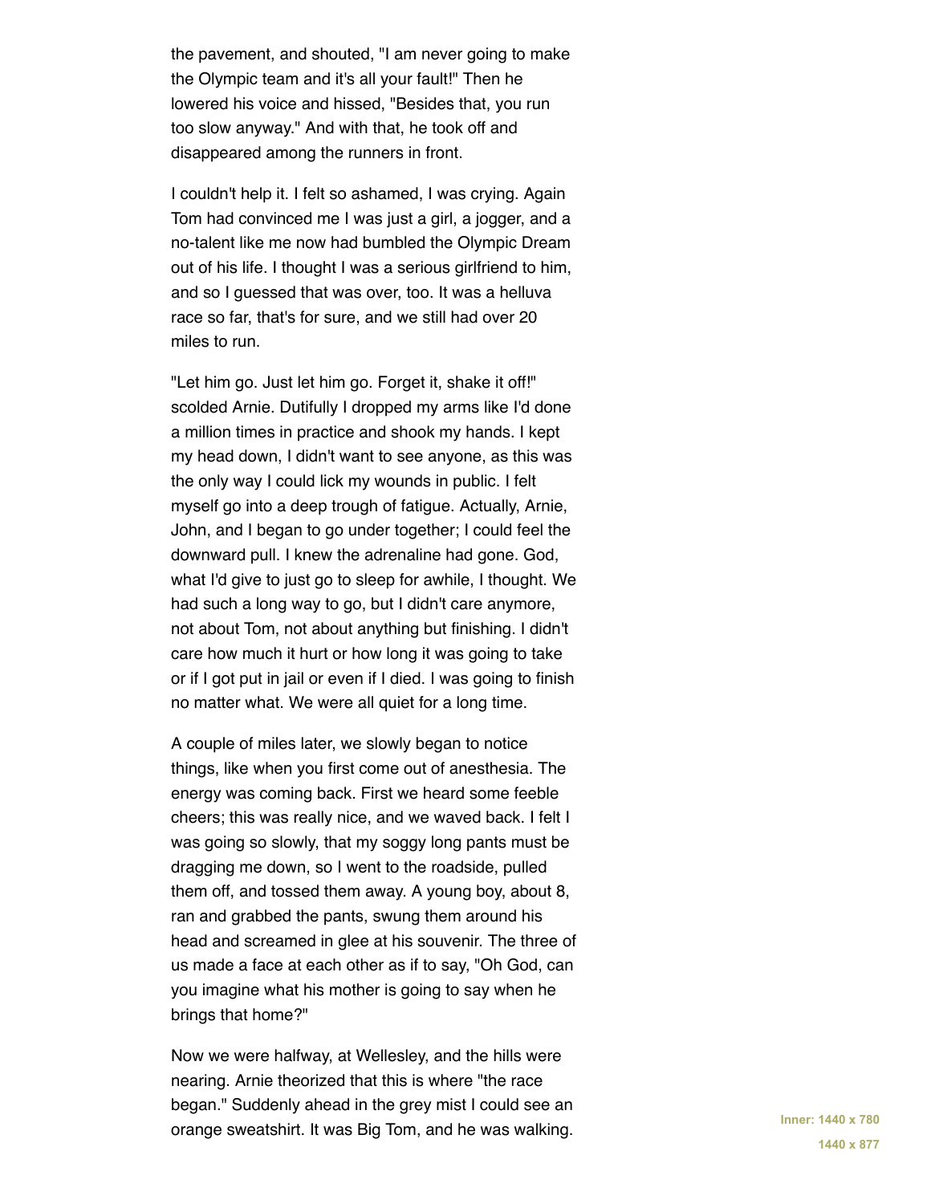the pavement, and shouted, "I am never going to make the Olympic team and it's all your fault!" Then he lowered his voice and hissed, "Besides that, you run too slow anyway." And with that, he took off and disappeared among the runners in front.

I couldn't help it. I felt so ashamed, I was crying. Again Tom had convinced me I was just a girl, a jogger, and a no-talent like me now had bumbled the Olympic Dream out of his life. I thought I was a serious girlfriend to him, and so I guessed that was over, too. It was a helluva race so far, that's for sure, and we still had over 20 miles to run.

"Let him go. Just let him go. Forget it, shake it off!" scolded Arnie. Dutifully I dropped my arms like I'd done a million times in practice and shook my hands. I kept my head down, I didn't want to see anyone, as this was the only way I could lick my wounds in public. I felt myself go into a deep trough of fatigue. Actually, Arnie, John, and I began to go under together; I could feel the downward pull. I knew the adrenaline had gone. God, what I'd give to just go to sleep for awhile, I thought. We had such a long way to go, but I didn't care anymore, not about Tom, not about anything but finishing. I didn't care how much it hurt or how long it was going to take or if I got put in jail or even if I died. I was going to finish no matter what. We were all quiet for a long time.

A couple of miles later, we slowly began to notice things, like when you first come out of anesthesia. The energy was coming back. First we heard some feeble cheers; this was really nice, and we waved back. I felt I was going so slowly, that my soggy long pants must be dragging me down, so I went to the roadside, pulled them off, and tossed them away. A young boy, about 8, ran and grabbed the pants, swung them around his head and screamed in glee at his souvenir. The three of us made a face at each other as if to say, "Oh God, can you imagine what his mother is going to say when he brings that home?"

Now we were halfway, at Wellesley, and the hills were nearing. Arnie theorized that this is where "the race began." Suddenly ahead in the grey mist I could see an orange sweatshirt. It was Big Tom, and he was walking.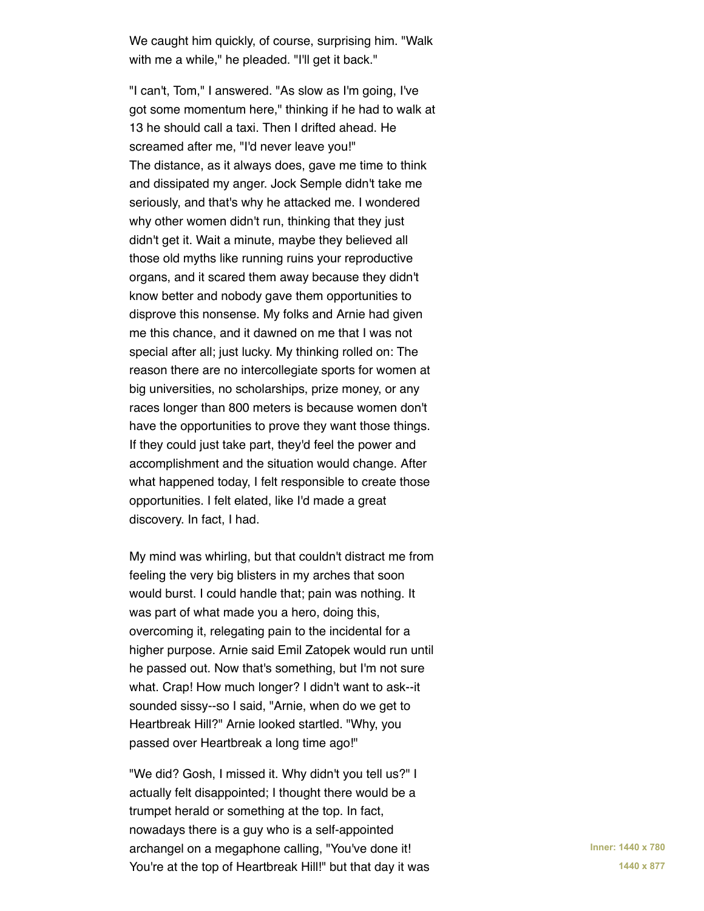We caught him quickly, of course, surprising him. "Walk with me a while," he pleaded. "I'll get it back."

"I can't, Tom," I answered. "As slow as I'm going, I've got some momentum here," thinking if he had to walk at 13 he should call a taxi. Then I drifted ahead. He screamed after me, "I'd never leave you!"
The distance, as it always does, gave me time to think and dissipated my anger. Jock Semple didn't take me seriously, and that's why he attacked me. I wondered why other women didn't run, thinking that they just didn't get it. Wait a minute, maybe they believed all those old myths like running ruins your reproductive organs, and it scared them away because they didn't know better and nobody gave them opportunities to disprove this nonsense. My folks and Arnie had given me this chance, and it dawned on me that I was not special after all; just lucky. My thinking rolled on: The reason there are no intercollegiate sports for women at big universities, no scholarships, prize money, or any races longer than 800 meters is because women don't have the opportunities to prove they want those things. If they could just take part, they'd feel the power and accomplishment and the situation would change. After what happened today, I felt responsible to create those opportunities. I felt elated, like I'd made a great discovery. In fact, I had.

My mind was whirling, but that couldn't distract me from feeling the very big blisters in my arches that soon would burst. I could handle that; pain was nothing. It was part of what made you a hero, doing this, overcoming it, relegating pain to the incidental for a higher purpose. Arnie said Emil Zatopek would run until he passed out. Now that's something, but I'm not sure what. Crap! How much longer? I didn't want to ask--it sounded sissy--so I said, "Arnie, when do we get to Heartbreak Hill?" Arnie looked startled. "Why, you passed over Heartbreak a long time ago!"

"We did? Gosh, I missed it. Why didn't you tell us?" I actually felt disappointed; I thought there would be a trumpet herald or something at the top. In fact, nowadays there is a guy who is a self-appointed archangel on a megaphone calling, "You've done it! You're at the top of Heartbreak Hill!" but that day it was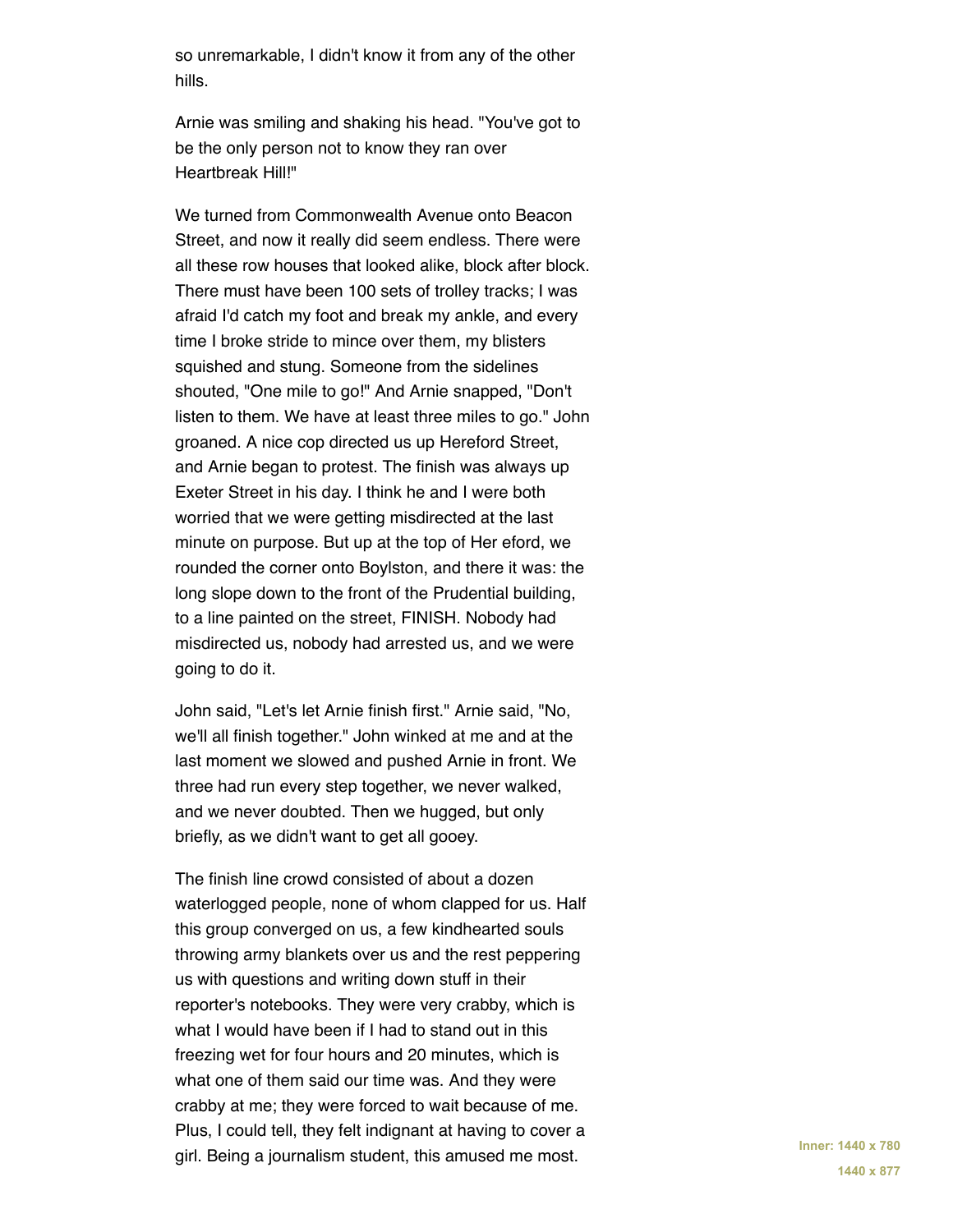so unremarkable, I didn't know it from any of the other hills.

Arnie was smiling and shaking his head. "You've got to be the only person not to know they ran over Heartbreak Hill!"

We turned from Commonwealth Avenue onto Beacon Street, and now it really did seem endless. There were all these row houses that looked alike, block after block. There must have been 100 sets of trolley tracks; I was afraid I'd catch my foot and break my ankle, and every time I broke stride to mince over them, my blisters squished and stung. Someone from the sidelines shouted, "One mile to go!" And Arnie snapped, "Don't listen to them. We have at least three miles to go." John groaned. A nice cop directed us up Hereford Street, and Arnie began to protest. The finish was always up Exeter Street in his day. I think he and I were both worried that we were getting misdirected at the last minute on purpose. But up at the top of Her eford, we rounded the corner onto Boylston, and there it was: the long slope down to the front of the Prudential building, to a line painted on the street, FINISH. Nobody had misdirected us, nobody had arrested us, and we were going to do it.

John said, "Let's let Arnie finish first." Arnie said, "No, we'll all finish together." John winked at me and at the last moment we slowed and pushed Arnie in front. We three had run every step together, we never walked, and we never doubted. Then we hugged, but only briefly, as we didn't want to get all gooey.

The finish line crowd consisted of about a dozen waterlogged people, none of whom clapped for us. Half this group converged on us, a few kindhearted souls throwing army blankets over us and the rest peppering us with questions and writing down stuff in their reporter's notebooks. They were very crabby, which is what I would have been if I had to stand out in this freezing wet for four hours and 20 minutes, which is what one of them said our time was. And they were crabby at me; they were forced to wait because of me. Plus, I could tell, they felt indignant at having to cover a girl. Being a journalism student, this amused me most.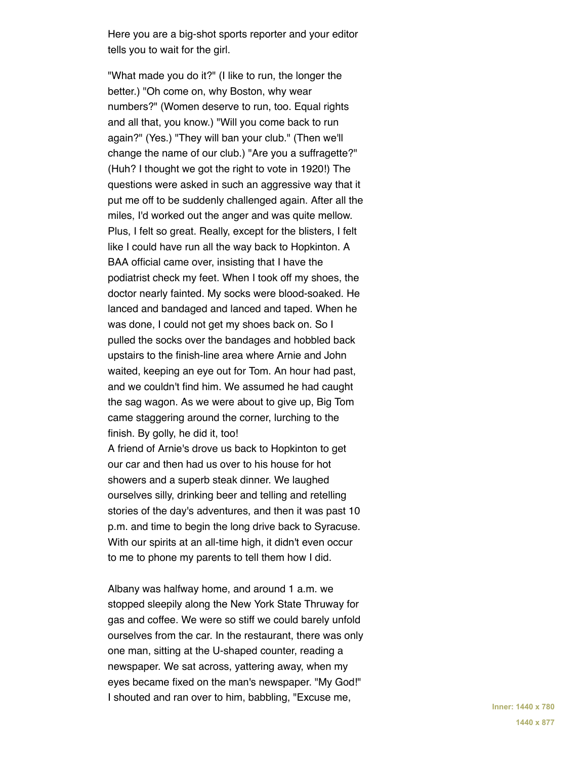Here you are a big-shot sports reporter and your editor tells you to wait for the girl.

"What made you do it?" (I like to run, the longer the better.) "Oh come on, why Boston, why wear numbers?" (Women deserve to run, too. Equal rights and all that, you know.) "Will you come back to run again?" (Yes.) "They will ban your club." (Then we'll change the name of our club.) "Are you a suffragette?" (Huh? I thought we got the right to vote in 1920!) The questions were asked in such an aggressive way that it put me off to be suddenly challenged again. After all the miles, I'd worked out the anger and was quite mellow. Plus, I felt so great. Really, except for the blisters, I felt like I could have run all the way back to Hopkinton. A BAA official came over, insisting that I have the podiatrist check my feet. When I took off my shoes, the doctor nearly fainted. My socks were blood-soaked. He lanced and bandaged and lanced and taped. When he was done, I could not get my shoes back on. So I pulled the socks over the bandages and hobbled back upstairs to the finish-line area where Arnie and John waited, keeping an eye out for Tom. An hour had past, and we couldn't find him. We assumed he had caught the sag wagon. As we were about to give up, Big Tom came staggering around the corner, lurching to the finish. By golly, he did it, too!
A friend of Arnie's drove us back to Hopkinton to get our car and then had us over to his house for hot showers and a superb steak dinner. We laughed ourselves silly, drinking beer and telling and retelling stories of the day's adventures, and then it was past 10 p.m. and time to begin the long drive back to Syracuse. With our spirits at an all-time high, it didn't even occur to me to phone my parents to tell them how I did.

Albany was halfway home, and around 1 a.m. we stopped sleepily along the New York State Thruway for gas and coffee. We were so stiff we could barely unfold ourselves from the car. In the restaurant, there was only one man, sitting at the U-shaped counter, reading a newspaper. We sat across, yattering away, when my eyes became fixed on the man's newspaper. "My God!" I shouted and ran over to him, babbling, "Excuse me,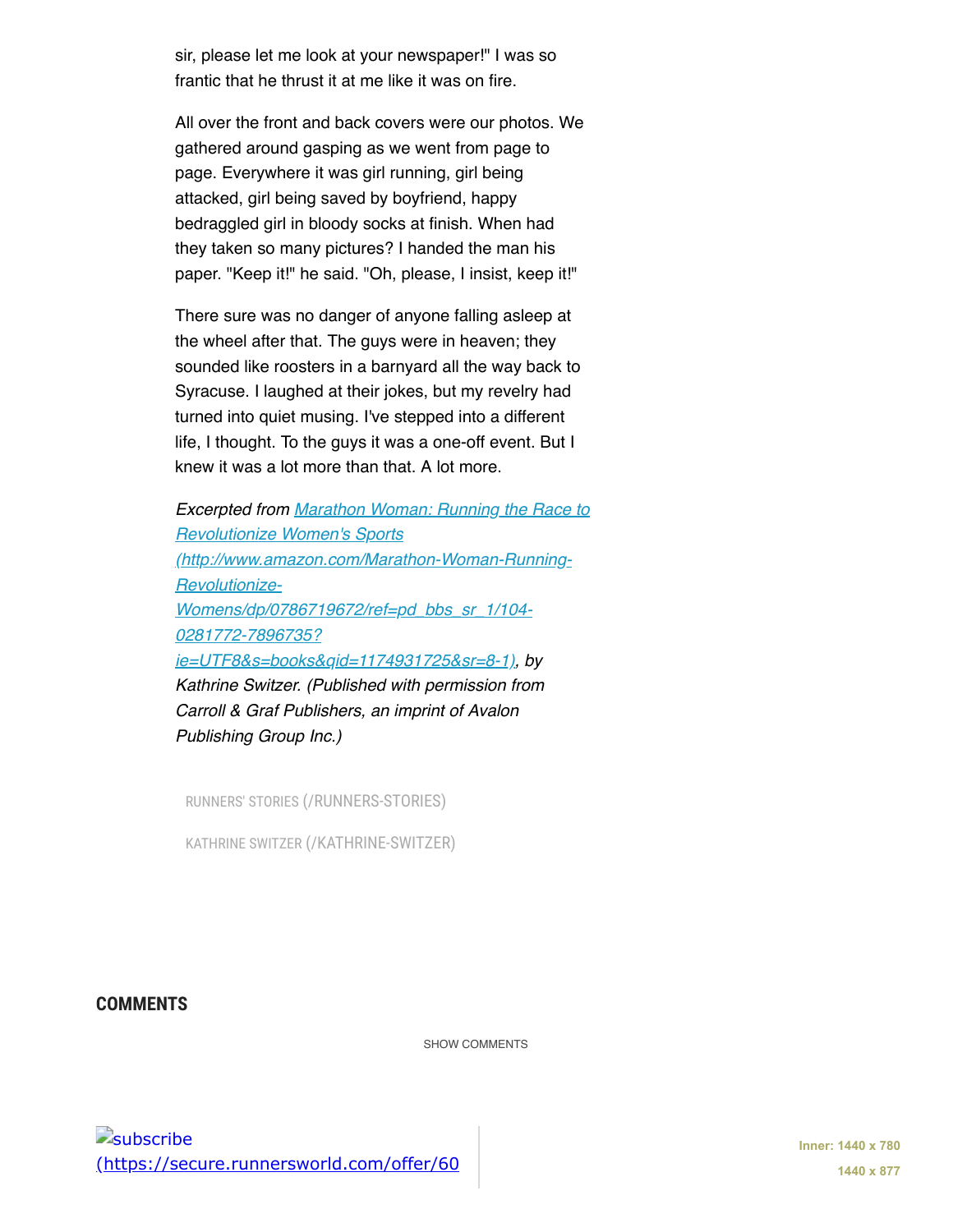sir, please let me look at your newspaper!" I was so frantic that he thrust it at me like it was on fire.

All over the front and back covers were our photos. We gathered around gasping as we went from page to page. Everywhere it was girl running, girl being attacked, girl being saved by boyfriend, happy bedraggled girl in bloody socks at finish. When had they taken so many pictures? I handed the man his paper. "Keep it!" he said. "Oh, please, I insist, keep it!"

There sure was no danger of anyone falling asleep at the wheel after that. The guys were in heaven; they sounded like roosters in a barnyard all the way back to Syracuse. I laughed at their jokes, but my revelry had turned into quiet musing. I've stepped into a different life, I thought. To the guys it was a one-off event. But I knew it was a lot more than that. A lot more.

*Excerpted from [Marathon Woman: Running the Race to Revolutionize Women's Sports (http://www.amazon.com/Marathon-Woman-Running-Revolutionize-Womens/dp/0786719672/ref=pd_bbs_sr_1/104-0281772-7896735?ie=UTF8&s=books&qid=1174931725&sr=8-1)](http://www.amazon.com/Marathon-Woman-Running-Revolutionize-Womens/dp/0786719672/ref=pd_bbs_sr_1/104-0281772-7896735?ie=UTF8&s=books&qid=1174931725&sr=8-1), by Kathrine Switzer. (Published with permission from Carroll & Graf Publishers, an imprint of Avalon Publishing Group Inc.)*

RUNNERS' STORIES (/RUNNERS-STORIES)

KATHRINE SWITZER (/KATHRINE-SWITZER)

## COMMENTS

SHOW COMMENTS

subscribe (https://secure.runnersworld.com/offer/60

Inner: 1440 x 780

1440 x 877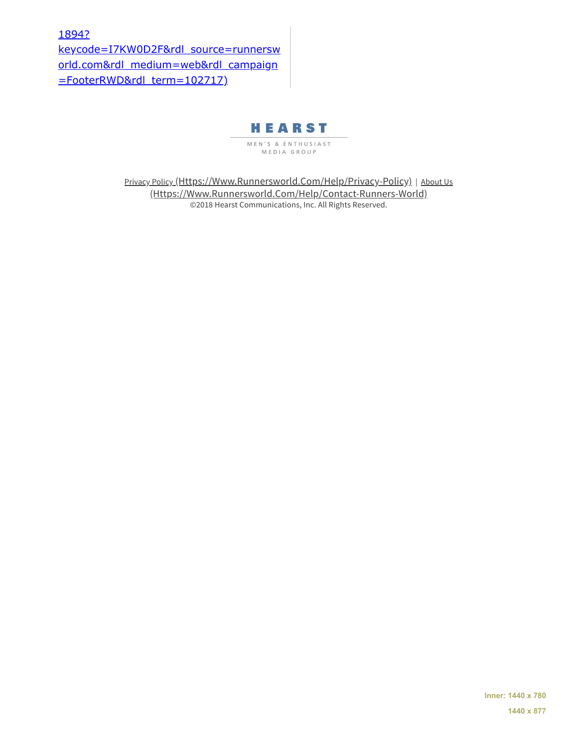1894?keycode=I7KW0D2F&rdl_source=runnersworld.com&rdl_medium=web&rdl_campaign=FooterRWD&rdl_term=102717)

HEARST

MEN'S & ENTHUSIAST MEDIA GROUP

Privacy Policy (Https://Www.Runnersworld.Com/Help/Privacy-Policy) | About Us (Https://Www.Runnersworld.Com/Help/Contact-Runners-World)

©2018 Hearst Communications, Inc. All Rights Reserved.

Inner: 1440 x 780

1440 x 877